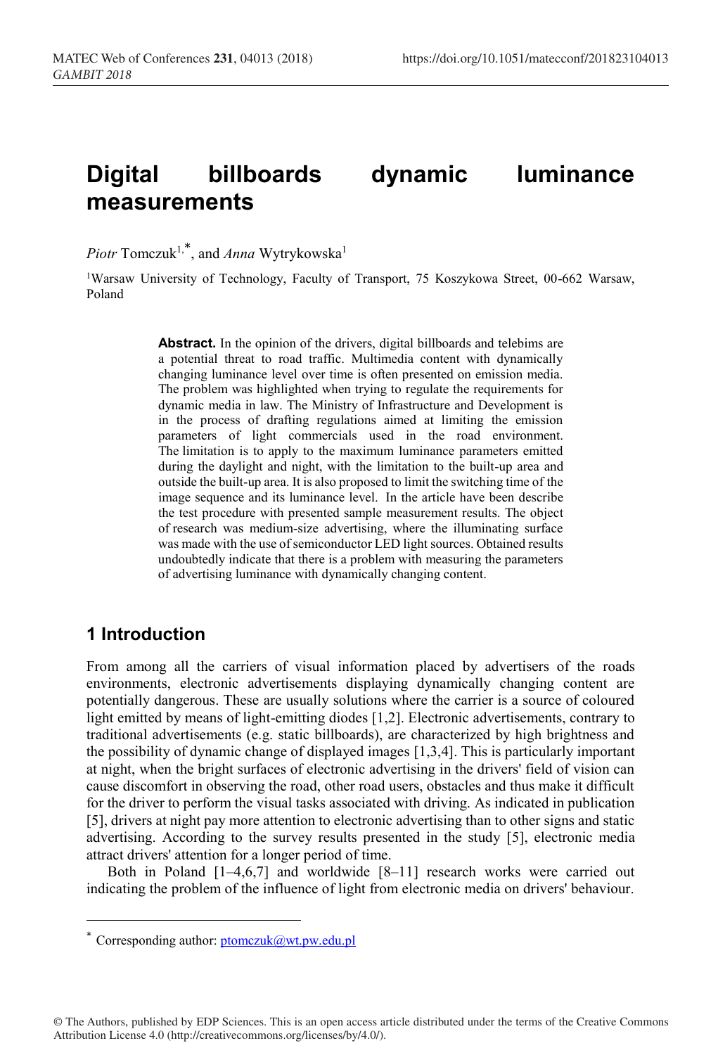# Digital billboards dynamic luminance measurements

*Piotr* Tomczuk[1,*], and *Anna* Wytrykowska[1]

[1]Warsaw University of Technology, Faculty of Transport, 75 Koszykowa Street, 00-662 Warsaw, Poland

**Abstract.** In the opinion of the drivers, digital billboards and telebims are a potential threat to road traffic. Multimedia content with dynamically changing luminance level over time is often presented on emission media. The problem was highlighted when trying to regulate the requirements for dynamic media in law. The Ministry of Infrastructure and Development is in the process of drafting regulations aimed at limiting the emission parameters of light commercials used in the road environment. The limitation is to apply to the maximum luminance parameters emitted during the daylight and night, with the limitation to the built-up area and outside the built-up area. It is also proposed to limit the switching time of the image sequence and its luminance level. In the article have been describe the test procedure with presented sample measurement results. The object of research was medium-size advertising, where the illuminating surface was made with the use of semiconductor LED light sources. Obtained results undoubtedly indicate that there is a problem with measuring the parameters of advertising luminance with dynamically changing content.

## 1 Introduction

From among all the carriers of visual information placed by advertisers of the roads environments, electronic advertisements displaying dynamically changing content are potentially dangerous. These are usually solutions where the carrier is a source of coloured light emitted by means of light-emitting diodes [1,2]. Electronic advertisements, contrary to traditional advertisements (e.g. static billboards), are characterized by high brightness and the possibility of dynamic change of displayed images [1,3,4]. This is particularly important at night, when the bright surfaces of electronic advertising in the drivers' field of vision can cause discomfort in observing the road, other road users, obstacles and thus make it difficult for the driver to perform the visual tasks associated with driving. As indicated in publication [5], drivers at night pay more attention to electronic advertising than to other signs and static advertising. According to the survey results presented in the study [5], electronic media attract drivers' attention for a longer period of time.

Both in Poland [1–4,6,7] and worldwide [8–11] research works were carried out indicating the problem of the influence of light from electronic media on drivers' behaviour.

* Corresponding author: ptomczuk@wt.pw.edu.pl

© The Authors, published by EDP Sciences. This is an open access article distributed under the terms of the Creative Commons Attribution License 4.0 (http://creativecommons.org/licenses/by/4.0/).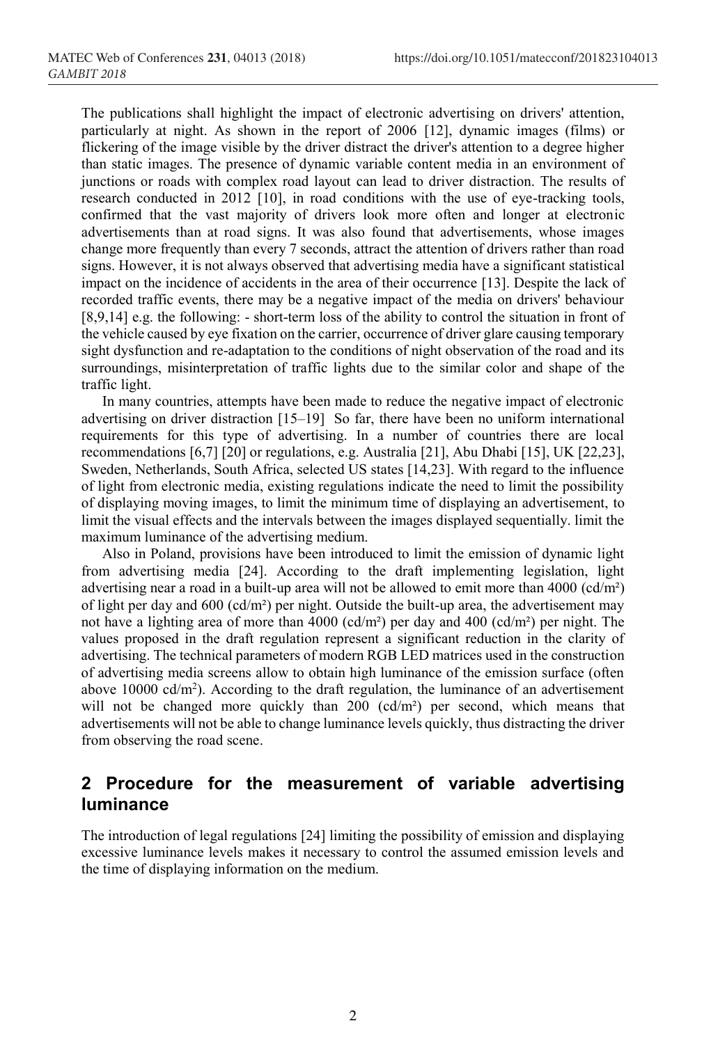The publications shall highlight the impact of electronic advertising on drivers' attention, particularly at night. As shown in the report of 2006 [12], dynamic images (films) or flickering of the image visible by the driver distract the driver's attention to a degree higher than static images. The presence of dynamic variable content media in an environment of junctions or roads with complex road layout can lead to driver distraction. The results of research conducted in 2012 [10], in road conditions with the use of eye-tracking tools, confirmed that the vast majority of drivers look more often and longer at electronic advertisements than at road signs. It was also found that advertisements, whose images change more frequently than every 7 seconds, attract the attention of drivers rather than road signs. However, it is not always observed that advertising media have a significant statistical impact on the incidence of accidents in the area of their occurrence [13]. Despite the lack of recorded traffic events, there may be a negative impact of the media on drivers' behaviour [8,9,14] e.g. the following: - short-term loss of the ability to control the situation in front of the vehicle caused by eye fixation on the carrier, occurrence of driver glare causing temporary sight dysfunction and re-adaptation to the conditions of night observation of the road and its surroundings, misinterpretation of traffic lights due to the similar color and shape of the traffic light.

In many countries, attempts have been made to reduce the negative impact of electronic advertising on driver distraction [15–19] So far, there have been no uniform international requirements for this type of advertising. In a number of countries there are local recommendations [6,7] [20] or regulations, e.g. Australia [21], Abu Dhabi [15], UK [22,23], Sweden, Netherlands, South Africa, selected US states [14,23]. With regard to the influence of light from electronic media, existing regulations indicate the need to limit the possibility of displaying moving images, to limit the minimum time of displaying an advertisement, to limit the visual effects and the intervals between the images displayed sequentially. limit the maximum luminance of the advertising medium.

Also in Poland, provisions have been introduced to limit the emission of dynamic light from advertising media [24]. According to the draft implementing legislation, light advertising near a road in a built-up area will not be allowed to emit more than 4000 (cd/m²) of light per day and 600 (cd/m²) per night. Outside the built-up area, the advertisement may not have a lighting area of more than 4000 (cd/m²) per day and 400 (cd/m²) per night. The values proposed in the draft regulation represent a significant reduction in the clarity of advertising. The technical parameters of modern RGB LED matrices used in the construction of advertising media screens allow to obtain high luminance of the emission surface (often above 10000 cd/m²). According to the draft regulation, the luminance of an advertisement will not be changed more quickly than 200 (cd/m²) per second, which means that advertisements will not be able to change luminance levels quickly, thus distracting the driver from observing the road scene.

## 2 Procedure for the measurement of variable advertising luminance

The introduction of legal regulations [24] limiting the possibility of emission and displaying excessive luminance levels makes it necessary to control the assumed emission levels and the time of displaying information on the medium.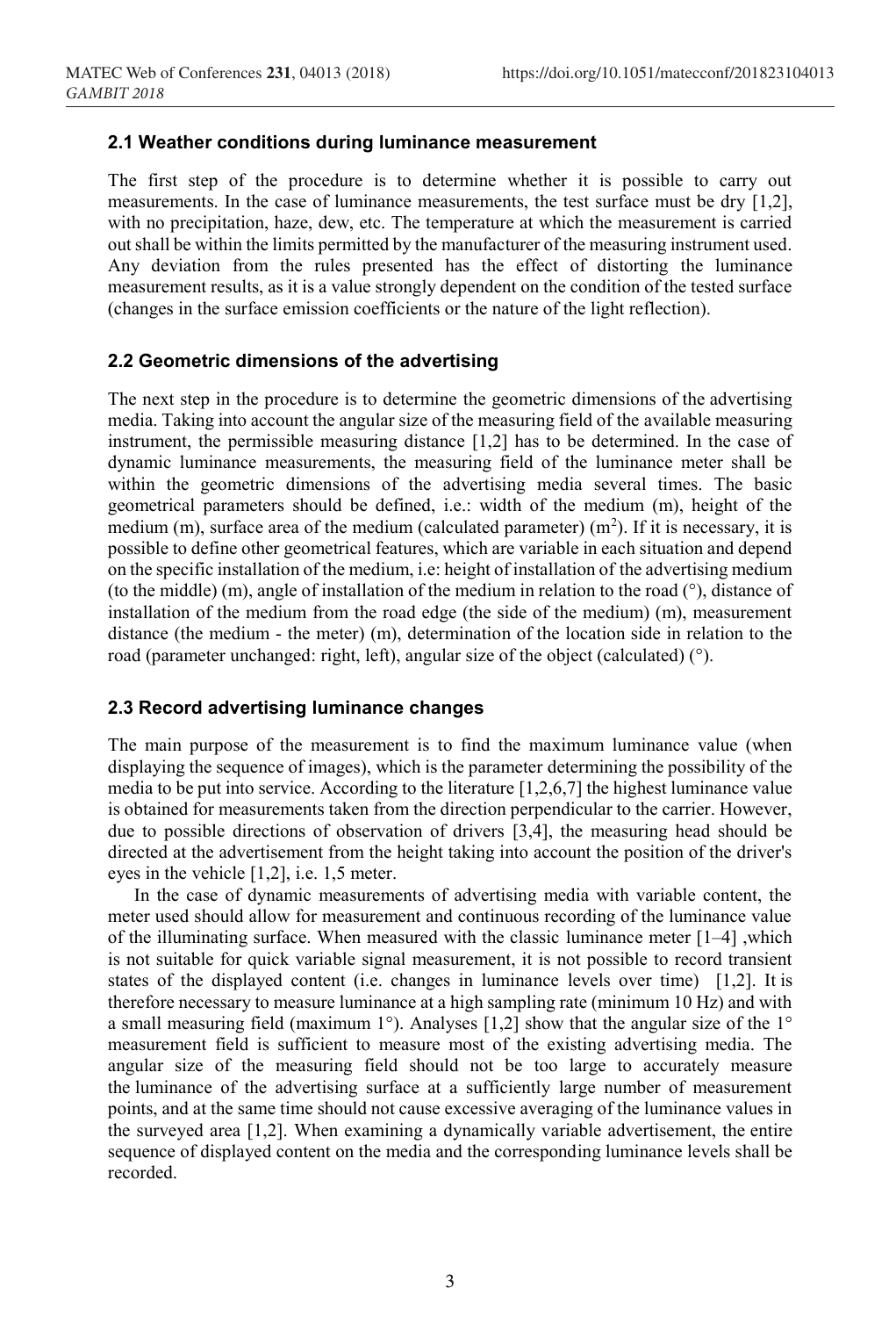### 2.1 Weather conditions during luminance measurement

The first step of the procedure is to determine whether it is possible to carry out measurements. In the case of luminance measurements, the test surface must be dry [1,2], with no precipitation, haze, dew, etc. The temperature at which the measurement is carried out shall be within the limits permitted by the manufacturer of the measuring instrument used. Any deviation from the rules presented has the effect of distorting the luminance measurement results, as it is a value strongly dependent on the condition of the tested surface (changes in the surface emission coefficients or the nature of the light reflection).

### 2.2 Geometric dimensions of the advertising

The next step in the procedure is to determine the geometric dimensions of the advertising media. Taking into account the angular size of the measuring field of the available measuring instrument, the permissible measuring distance [1,2] has to be determined. In the case of dynamic luminance measurements, the measuring field of the luminance meter shall be within the geometric dimensions of the advertising media several times. The basic geometrical parameters should be defined, i.e.: width of the medium (m), height of the medium (m), surface area of the medium (calculated parameter) ($m^2$). If it is necessary, it is possible to define other geometrical features, which are variable in each situation and depend on the specific installation of the medium, i.e: height of installation of the advertising medium (to the middle) (m), angle of installation of the medium in relation to the road (°), distance of installation of the medium from the road edge (the side of the medium) (m), measurement distance (the medium - the meter) (m), determination of the location side in relation to the road (parameter unchanged: right, left), angular size of the object (calculated) (°).

### 2.3 Record advertising luminance changes

The main purpose of the measurement is to find the maximum luminance value (when displaying the sequence of images), which is the parameter determining the possibility of the media to be put into service. According to the literature [1,2,6,7] the highest luminance value is obtained for measurements taken from the direction perpendicular to the carrier. However, due to possible directions of observation of drivers [3,4], the measuring head should be directed at the advertisement from the height taking into account the position of the driver's eyes in the vehicle [1,2], i.e. 1,5 meter.

In the case of dynamic measurements of advertising media with variable content, the meter used should allow for measurement and continuous recording of the luminance value of the illuminating surface. When measured with the classic luminance meter [1–4] ,which is not suitable for quick variable signal measurement, it is not possible to record transient states of the displayed content (i.e. changes in luminance levels over time) [1,2]. It is therefore necessary to measure luminance at a high sampling rate (minimum 10 Hz) and with a small measuring field (maximum 1°). Analyses [1,2] show that the angular size of the 1° measurement field is sufficient to measure most of the existing advertising media. The angular size of the measuring field should not be too large to accurately measure the luminance of the advertising surface at a sufficiently large number of measurement points, and at the same time should not cause excessive averaging of the luminance values in the surveyed area [1,2]. When examining a dynamically variable advertisement, the entire sequence of displayed content on the media and the corresponding luminance levels shall be recorded.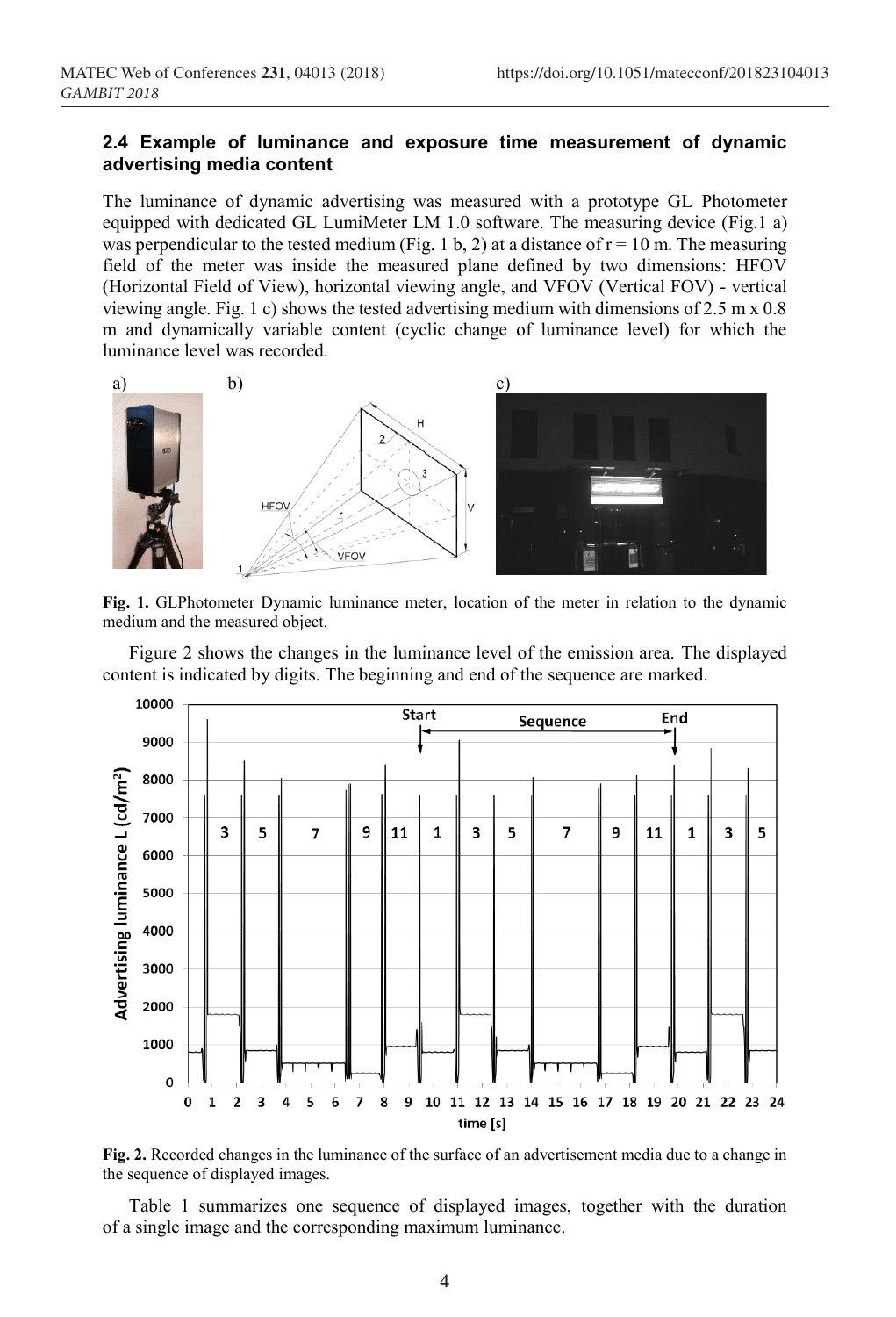### 2.4 Example of luminance and exposure time measurement of dynamic advertising media content

The luminance of dynamic advertising was measured with a prototype GL Photometer equipped with dedicated GL LumiMeter LM 1.0 software. The measuring device (Fig.1 a) was perpendicular to the tested medium (Fig. 1 b, 2) at a distance of r = 10 m. The measuring field of the meter was inside the measured plane defined by two dimensions: HFOV (Horizontal Field of View), horizontal viewing angle, and VFOV (Vertical FOV) - vertical viewing angle. Fig. 1 c) shows the tested advertising medium with dimensions of 2.5 m x 0.8 m and dynamically variable content (cyclic change of luminance level) for which the luminance level was recorded.

**Fig. 1.** GLPhotometer Dynamic luminance meter, location of the meter in relation to the dynamic medium and the measured object.

Figure 2 shows the changes in the luminance level of the emission area. The displayed content is indicated by digits. The beginning and end of the sequence are marked.

**Fig. 2.** Recorded changes in the luminance of the surface of an advertisement media due to a change in the sequence of displayed images.

Table 1 summarizes one sequence of displayed images, together with the duration of a single image and the corresponding maximum luminance.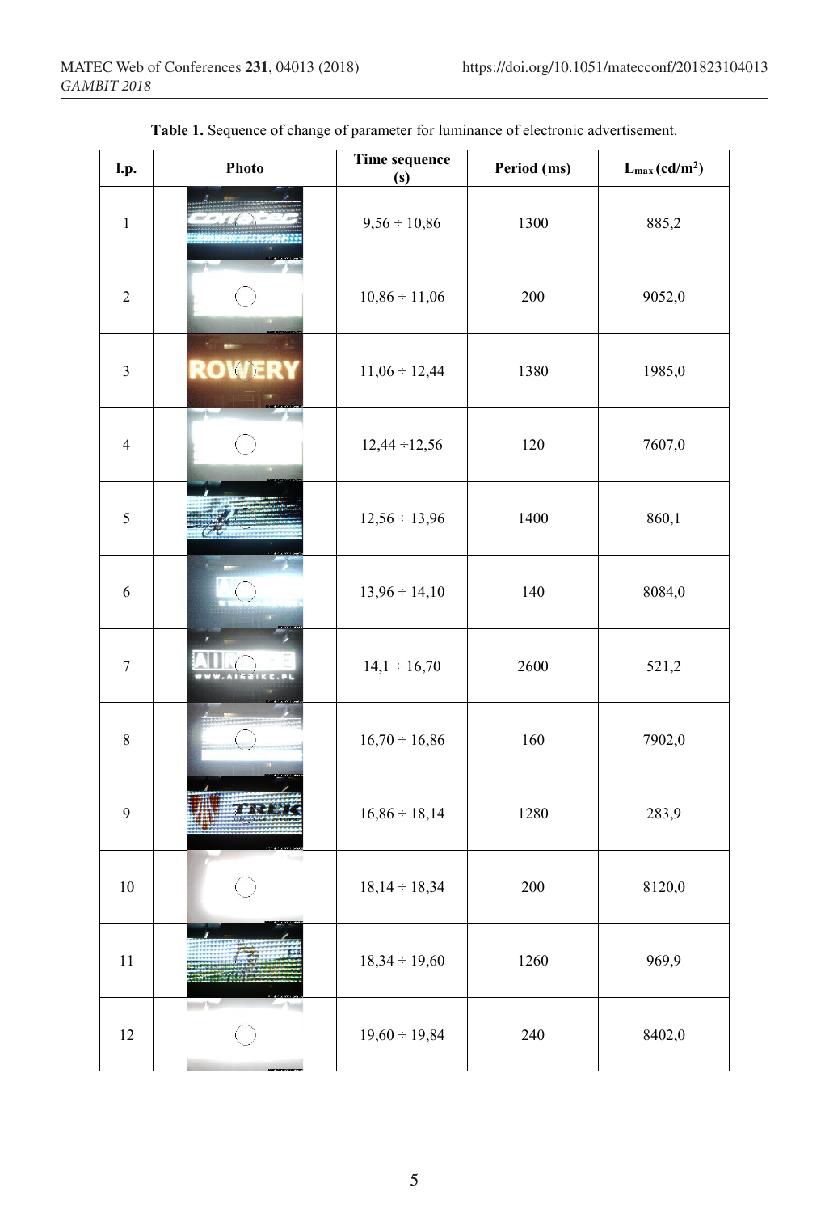**Table 1.** Sequence of change of parameter for luminance of electronic advertisement.

| l.p. | Photo | Time sequence (s) | Period (ms) | $L_{max}$ (cd/m$^2$) |
|---|---|---|---|---|
| 1 | | 9,56 ÷ 10,86 | 1300 | 885,2 |
| 2 | | 10,86 ÷ 11,06 | 200 | 9052,0 |
| 3 | | 11,06 ÷ 12,44 | 1380 | 1985,0 |
| 4 | | 12,44 ÷12,56 | 120 | 7607,0 |
| 5 | | 12,56 ÷ 13,96 | 1400 | 860,1 |
| 6 | | 13,96 ÷ 14,10 | 140 | 8084,0 |
| 7 | | 14,1 ÷ 16,70 | 2600 | 521,2 |
| 8 | | 16,70 ÷ 16,86 | 160 | 7902,0 |
| 9 | | 16,86 ÷ 18,14 | 1280 | 283,9 |
| 10 | | 18,14 ÷ 18,34 | 200 | 8120,0 |
| 11 | | 18,34 ÷ 19,60 | 1260 | 969,9 |
| 12 | | 19,60 ÷ 19,84 | 240 | 8402,0 |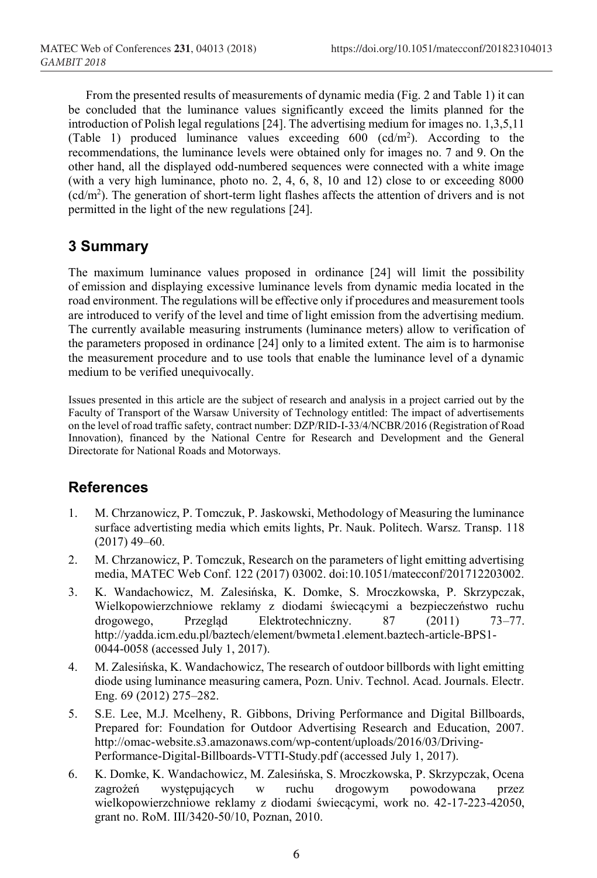From the presented results of measurements of dynamic media (Fig. 2 and Table 1) it can be concluded that the luminance values significantly exceed the limits planned for the introduction of Polish legal regulations [24]. The advertising medium for images no. 1,3,5,11 (Table 1) produced luminance values exceeding 600 (cd/m$^2$). According to the recommendations, the luminance levels were obtained only for images no. 7 and 9. On the other hand, all the displayed odd-numbered sequences were connected with a white image (with a very high luminance, photo no. 2, 4, 6, 8, 10 and 12) close to or exceeding 8000 (cd/m$^2$). The generation of short-term light flashes affects the attention of drivers and is not permitted in the light of the new regulations [24].

## 3 Summary

The maximum luminance values proposed in ordinance [24] will limit the possibility of emission and displaying excessive luminance levels from dynamic media located in the road environment. The regulations will be effective only if procedures and measurement tools are introduced to verify of the level and time of light emission from the advertising medium. The currently available measuring instruments (luminance meters) allow to verification of the parameters proposed in ordinance [24] only to a limited extent. The aim is to harmonise the measurement procedure and to use tools that enable the luminance level of a dynamic medium to be verified unequivocally.

Issues presented in this article are the subject of research and analysis in a project carried out by the Faculty of Transport of the Warsaw University of Technology entitled: The impact of advertisements on the level of road traffic safety, contract number: DZP/RID-I-33/4/NCBR/2016 (Registration of Road Innovation), financed by the National Centre for Research and Development and the General Directorate for National Roads and Motorways.

## References

1. M. Chrzanowicz, P. Tomczuk, P. Jaskowski, Methodology of Measuring the luminance surface advertisting media which emits lights, Pr. Nauk. Politech. Warsz. Transp. 118 (2017) 49–60.
2. M. Chrzanowicz, P. Tomczuk, Research on the parameters of light emitting advertising media, MATEC Web Conf. 122 (2017) 03002. doi:10.1051/matecconf/201712203002.
3. K. Wandachowicz, M. Zalesińska, K. Domke, S. Mroczkowska, P. Skrzypczak, Wielkopowierzchniowe reklamy z diodami świecącymi a bezpieczeństwo ruchu drogowego, Przegląd Elektrotechniczny. 87 (2011) 73–77. http://yadda.icm.edu.pl/baztech/element/bwmeta1.element.baztech-article-BPS1-0044-0058 (accessed July 1, 2017).
4. M. Zalesińska, K. Wandachowicz, The research of outdoor billbords with light emitting diode using luminance measuring camera, Pozn. Univ. Technol. Acad. Journals. Electr. Eng. 69 (2012) 275–282.
5. S.E. Lee, M.J. Mcelheny, R. Gibbons, Driving Performance and Digital Billboards, Prepared for: Foundation for Outdoor Advertising Research and Education, 2007. http://omac-website.s3.amazonaws.com/wp-content/uploads/2016/03/Driving-Performance-Digital-Billboards-VTTI-Study.pdf (accessed July 1, 2017).
6. K. Domke, K. Wandachowicz, M. Zalesińska, S. Mroczkowska, P. Skrzypczak, Ocena zagrożeń występujących w ruchu drogowym powodowana przez wielkopowierzchniowe reklamy z diodami świecącymi, work no. 42-17-223-42050, grant no. RoM. III/3420-50/10, Poznan, 2010.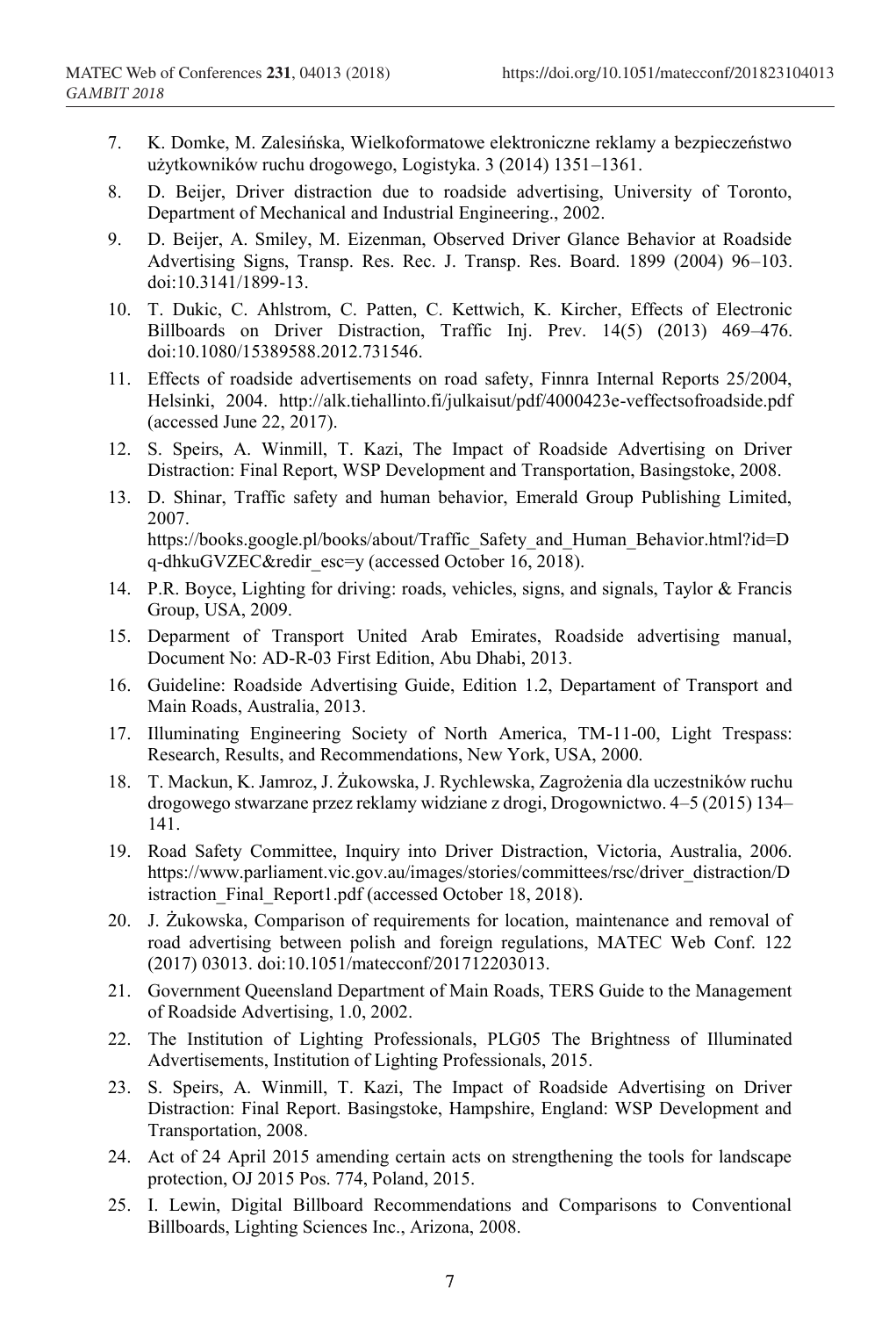7. K. Domke, M. Zalesińska, Wielkoformatowe elektroniczne reklamy a bezpieczeństwo użytkowników ruchu drogowego, Logistyka. 3 (2014) 1351–1361.
8. D. Beijer, Driver distraction due to roadside advertising, University of Toronto, Department of Mechanical and Industrial Engineering., 2002.
9. D. Beijer, A. Smiley, M. Eizenman, Observed Driver Glance Behavior at Roadside Advertising Signs, Transp. Res. Rec. J. Transp. Res. Board. 1899 (2004) 96–103. doi:10.3141/1899-13.
10. T. Dukic, C. Ahlstrom, C. Patten, C. Kettwich, K. Kircher, Effects of Electronic Billboards on Driver Distraction, Traffic Inj. Prev. 14(5) (2013) 469–476. doi:10.1080/15389588.2012.731546.
11. Effects of roadside advertisements on road safety, Finnra Internal Reports 25/2004, Helsinki, 2004. http://alk.tiehallinto.fi/julkaisut/pdf/4000423e-veffectsofroadside.pdf (accessed June 22, 2017).
12. S. Speirs, A. Winmill, T. Kazi, The Impact of Roadside Advertising on Driver Distraction: Final Report, WSP Development and Transportation, Basingstoke, 2008.
13. D. Shinar, Traffic safety and human behavior, Emerald Group Publishing Limited, 2007. https://books.google.pl/books/about/Traffic_Safety_and_Human_Behavior.html?id=Dq-dhkuGVZEC&redir_esc=y (accessed October 16, 2018).
14. P.R. Boyce, Lighting for driving: roads, vehicles, signs, and signals, Taylor & Francis Group, USA, 2009.
15. Deparment of Transport United Arab Emirates, Roadside advertising manual, Document No: AD-R-03 First Edition, Abu Dhabi, 2013.
16. Guideline: Roadside Advertising Guide, Edition 1.2, Departament of Transport and Main Roads, Australia, 2013.
17. Illuminating Engineering Society of North America, TM-11-00, Light Trespass: Research, Results, and Recommendations, New York, USA, 2000.
18. T. Mackun, K. Jamroz, J. Żukowska, J. Rychlewska, Zagrożenia dla uczestników ruchu drogowego stwarzane przez reklamy widziane z drogi, Drogownictwo. 4–5 (2015) 134–141.
19. Road Safety Committee, Inquiry into Driver Distraction, Victoria, Australia, 2006. https://www.parliament.vic.gov.au/images/stories/committees/rsc/driver_distraction/Distraction_Final_Report1.pdf (accessed October 18, 2018).
20. J. Żukowska, Comparison of requirements for location, maintenance and removal of road advertising between polish and foreign regulations, MATEC Web Conf. 122 (2017) 03013. doi:10.1051/matecconf/201712203013.
21. Government Queensland Department of Main Roads, TERS Guide to the Management of Roadside Advertising, 1.0, 2002.
22. The Institution of Lighting Professionals, PLG05 The Brightness of Illuminated Advertisements, Institution of Lighting Professionals, 2015.
23. S. Speirs, A. Winmill, T. Kazi, The Impact of Roadside Advertising on Driver Distraction: Final Report. Basingstoke, Hampshire, England: WSP Development and Transportation, 2008.
24. Act of 24 April 2015 amending certain acts on strengthening the tools for landscape protection, OJ 2015 Pos. 774, Poland, 2015.
25. I. Lewin, Digital Billboard Recommendations and Comparisons to Conventional Billboards, Lighting Sciences Inc., Arizona, 2008.